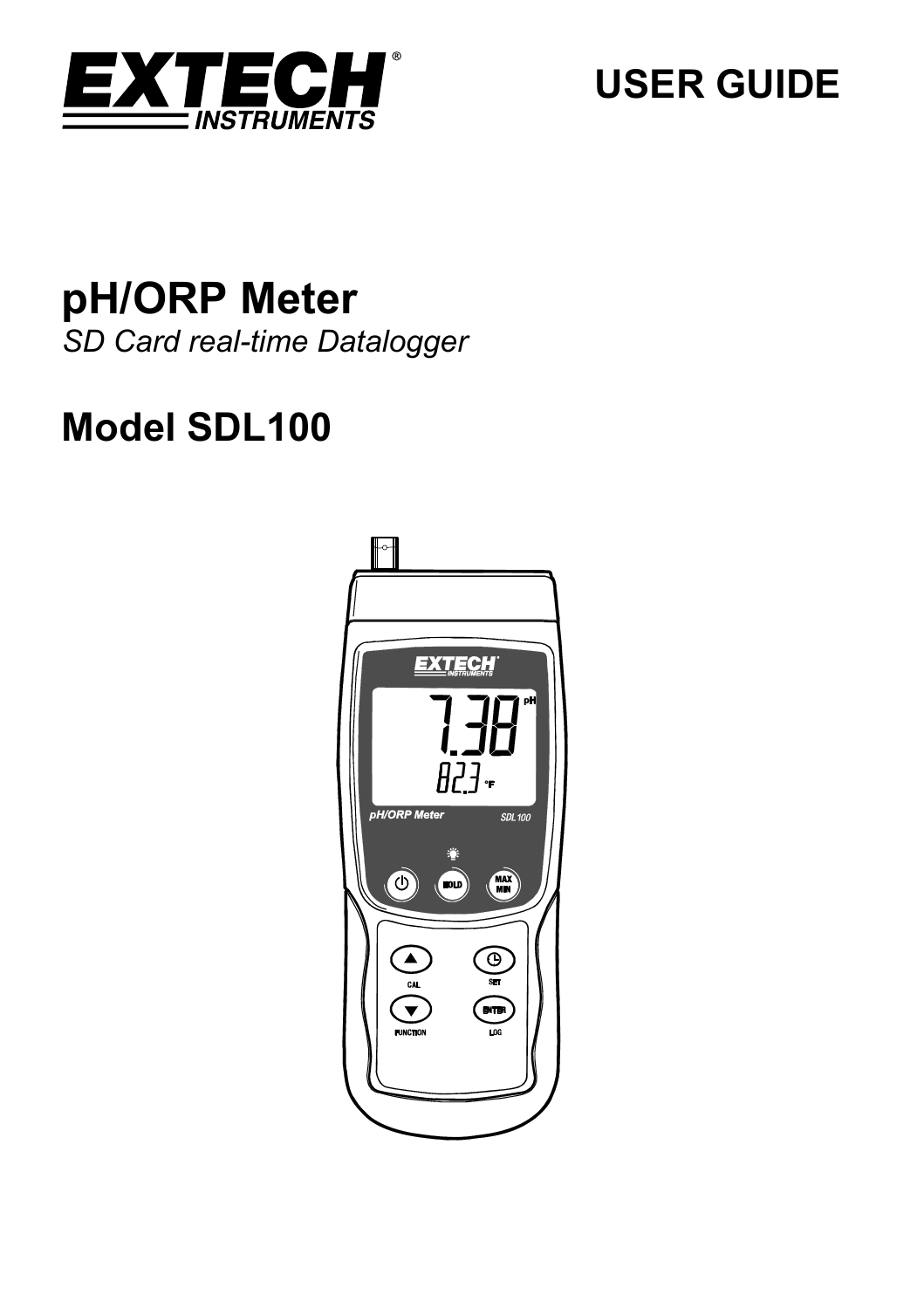# EXTECH INSTRUMENTS

## USER GUIDE

# pH/ORP Meter

*SD Card real-time Datalogger*

## Model SDL100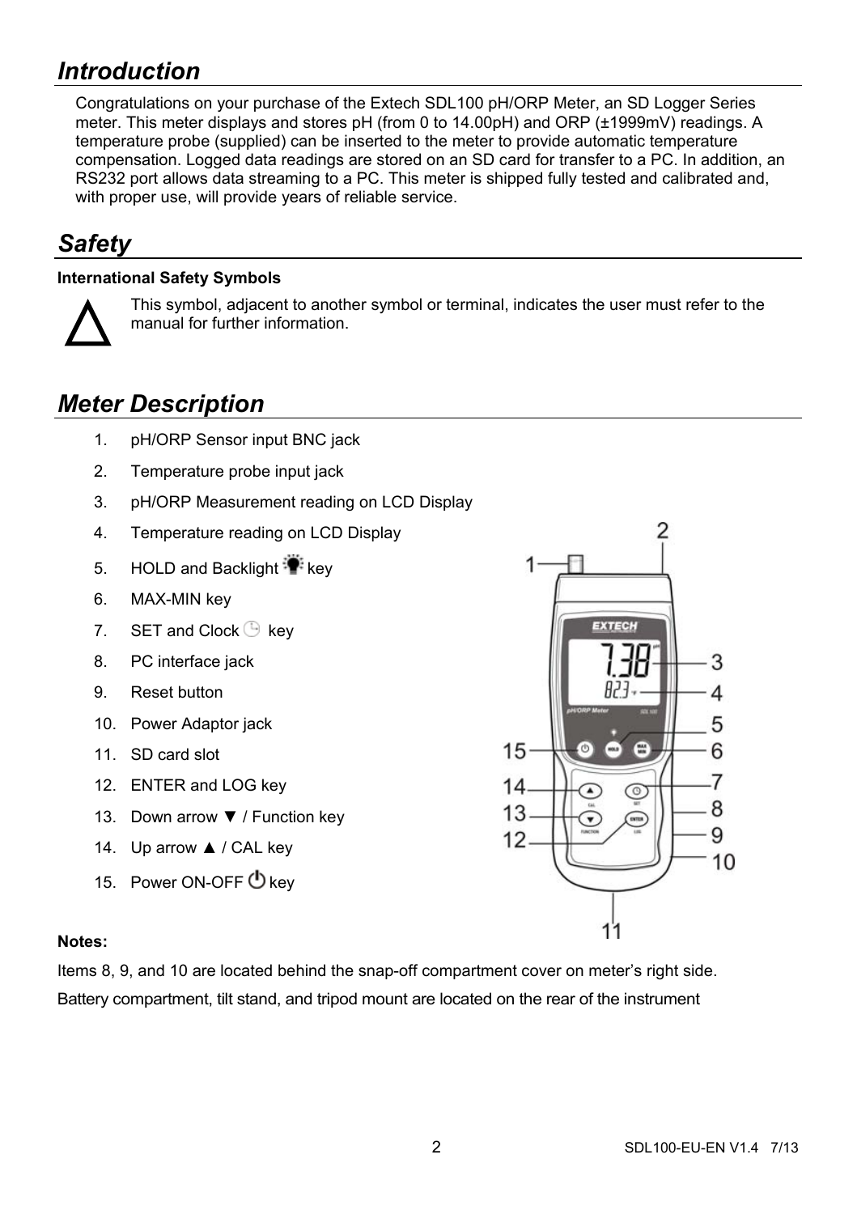## *Introduction*

Congratulations on your purchase of the Extech SDL100 pH/ORP Meter, an SD Logger Series meter. This meter displays and stores pH (from 0 to 14.00pH) and ORP (±1999mV) readings. A temperature probe (supplied) can be inserted to the meter to provide automatic temperature compensation. Logged data readings are stored on an SD card for transfer to a PC. In addition, an RS232 port allows data streaming to a PC. This meter is shipped fully tested and calibrated and, with proper use, will provide years of reliable service.

## *Safety*

**International Safety Symbols**

△ This symbol, adjacent to another symbol or terminal, indicates the user must refer to the manual for further information.

## *Meter Description*

1. pH/ORP Sensor input BNC jack
2. Temperature probe input jack
3. pH/ORP Measurement reading on LCD Display
4. Temperature reading on LCD Display
5. HOLD and Backlight key
6. MAX-MIN key
7. SET and Clock key
8. PC interface jack
9. Reset button
10. Power Adaptor jack
11. SD card slot
12. ENTER and LOG key
13. Down arrow ▼ / Function key
14. Up arrow ▲ / CAL key
15. Power ON-OFF key

**Notes:**

Items 8, 9, and 10 are located behind the snap-off compartment cover on meter's right side.

Battery compartment, tilt stand, and tripod mount are located on the rear of the instrument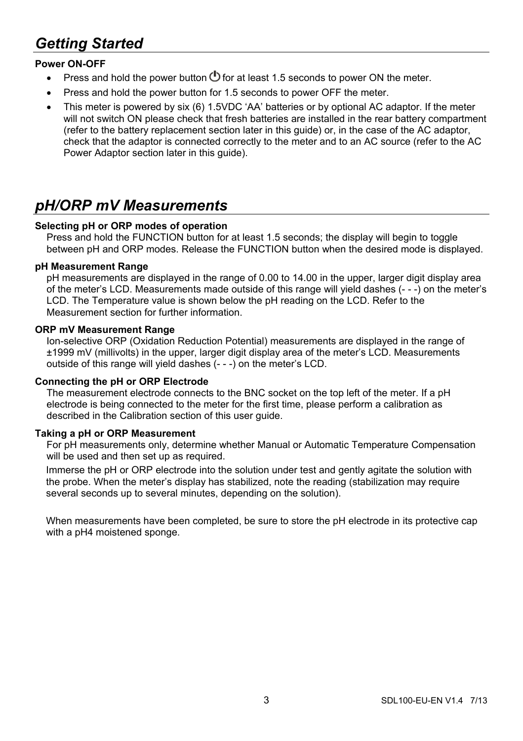## *Getting Started*

**Power ON-OFF**

- Press and hold the power button ⏻ for at least 1.5 seconds to power ON the meter.
- Press and hold the power button for 1.5 seconds to power OFF the meter.
- This meter is powered by six (6) 1.5VDC 'AA' batteries or by optional AC adaptor. If the meter will not switch ON please check that fresh batteries are installed in the rear battery compartment (refer to the battery replacement section later in this guide) or, in the case of the AC adaptor, check that the adaptor is connected correctly to the meter and to an AC source (refer to the AC Power Adaptor section later in this guide).

## *pH/ORP mV Measurements*

**Selecting pH or ORP modes of operation**

Press and hold the FUNCTION button for at least 1.5 seconds; the display will begin to toggle between pH and ORP modes. Release the FUNCTION button when the desired mode is displayed.

**pH Measurement Range**

pH measurements are displayed in the range of 0.00 to 14.00 in the upper, larger digit display area of the meter's LCD. Measurements made outside of this range will yield dashes (- - -) on the meter's LCD. The Temperature value is shown below the pH reading on the LCD. Refer to the Measurement section for further information.

**ORP mV Measurement Range**

Ion-selective ORP (Oxidation Reduction Potential) measurements are displayed in the range of ±1999 mV (millivolts) in the upper, larger digit display area of the meter's LCD. Measurements outside of this range will yield dashes (- - -) on the meter's LCD.

**Connecting the pH or ORP Electrode**

The measurement electrode connects to the BNC socket on the top left of the meter. If a pH electrode is being connected to the meter for the first time, please perform a calibration as described in the Calibration section of this user guide.

**Taking a pH or ORP Measurement**

For pH measurements only, determine whether Manual or Automatic Temperature Compensation will be used and then set up as required.

Immerse the pH or ORP electrode into the solution under test and gently agitate the solution with the probe. When the meter's display has stabilized, note the reading (stabilization may require several seconds up to several minutes, depending on the solution).

When measurements have been completed, be sure to store the pH electrode in its protective cap with a pH4 moistened sponge.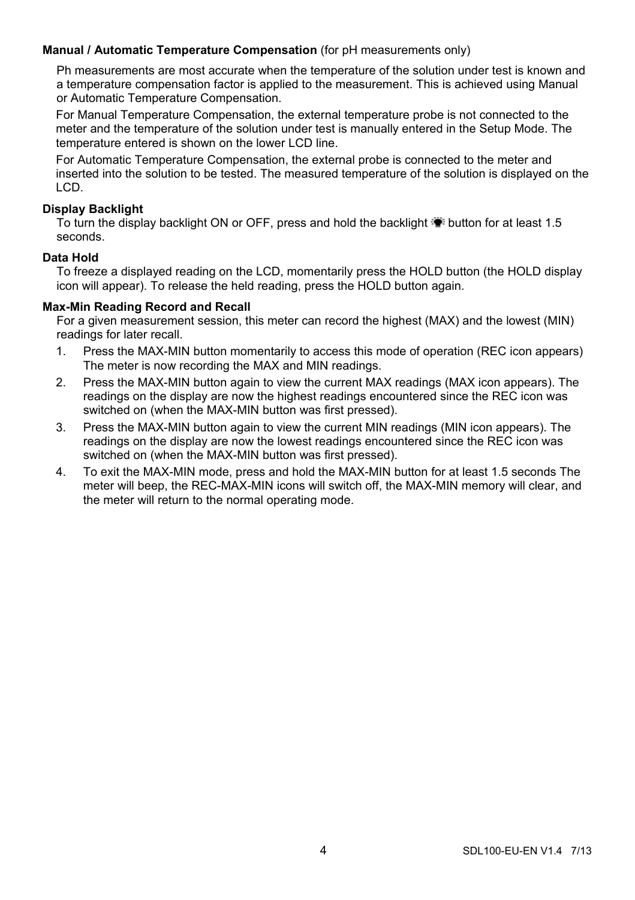**Manual / Automatic Temperature Compensation** (for pH measurements only)

Ph measurements are most accurate when the temperature of the solution under test is known and a temperature compensation factor is applied to the measurement. This is achieved using Manual or Automatic Temperature Compensation.

For Manual Temperature Compensation, the external temperature probe is not connected to the meter and the temperature of the solution under test is manually entered in the Setup Mode. The temperature entered is shown on the lower LCD line.

For Automatic Temperature Compensation, the external probe is connected to the meter and inserted into the solution to be tested. The measured temperature of the solution is displayed on the LCD.

**Display Backlight**

To turn the display backlight ON or OFF, press and hold the backlight button for at least 1.5 seconds.

**Data Hold**

To freeze a displayed reading on the LCD, momentarily press the HOLD button (the HOLD display icon will appear). To release the held reading, press the HOLD button again.

**Max-Min Reading Record and Recall**

For a given measurement session, this meter can record the highest (MAX) and the lowest (MIN) readings for later recall.

1. Press the MAX-MIN button momentarily to access this mode of operation (REC icon appears) The meter is now recording the MAX and MIN readings.
2. Press the MAX-MIN button again to view the current MAX readings (MAX icon appears). The readings on the display are now the highest readings encountered since the REC icon was switched on (when the MAX-MIN button was first pressed).
3. Press the MAX-MIN button again to view the current MIN readings (MIN icon appears). The readings on the display are now the lowest readings encountered since the REC icon was switched on (when the MAX-MIN button was first pressed).
4. To exit the MAX-MIN mode, press and hold the MAX-MIN button for at least 1.5 seconds The meter will beep, the REC-MAX-MIN icons will switch off, the MAX-MIN memory will clear, and the meter will return to the normal operating mode.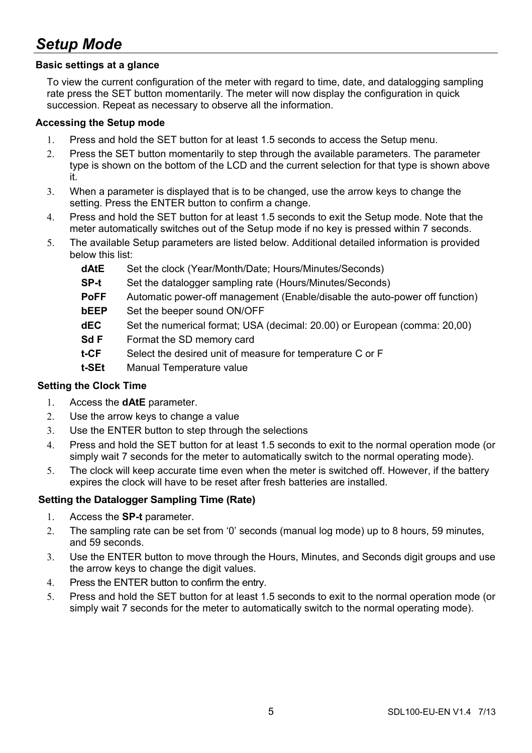# *Setup Mode*

### Basic settings at a glance

To view the current configuration of the meter with regard to time, date, and datalogging sampling rate press the SET button momentarily. The meter will now display the configuration in quick succession. Repeat as necessary to observe all the information.

### Accessing the Setup mode

1. Press and hold the SET button for at least 1.5 seconds to access the Setup menu.
2. Press the SET button momentarily to step through the available parameters. The parameter type is shown on the bottom of the LCD and the current selection for that type is shown above it.
3. When a parameter is displayed that is to be changed, use the arrow keys to change the setting. Press the ENTER button to confirm a change.
4. Press and hold the SET button for at least 1.5 seconds to exit the Setup mode. Note that the meter automatically switches out of the Setup mode if no key is pressed within 7 seconds.
5. The available Setup parameters are listed below. Additional detailed information is provided below this list:

   **dAtE** Set the clock (Year/Month/Date; Hours/Minutes/Seconds)
   **SP-t** Set the datalogger sampling rate (Hours/Minutes/Seconds)
   **PoFF** Automatic power-off management (Enable/disable the auto-power off function)
   **bEEP** Set the beeper sound ON/OFF
   **dEC** Set the numerical format; USA (decimal: 20.00) or European (comma: 20,00)
   **Sd F** Format the SD memory card
   **t-CF** Select the desired unit of measure for temperature C or F
   **t-SEt** Manual Temperature value

### Setting the Clock Time

1. Access the **dAtE** parameter.
2. Use the arrow keys to change a value
3. Use the ENTER button to step through the selections
4. Press and hold the SET button for at least 1.5 seconds to exit to the normal operation mode (or simply wait 7 seconds for the meter to automatically switch to the normal operating mode).
5. The clock will keep accurate time even when the meter is switched off. However, if the battery expires the clock will have to be reset after fresh batteries are installed.

### Setting the Datalogger Sampling Time (Rate)

1. Access the **SP-t** parameter.
2. The sampling rate can be set from '0' seconds (manual log mode) up to 8 hours, 59 minutes, and 59 seconds.
3. Use the ENTER button to move through the Hours, Minutes, and Seconds digit groups and use the arrow keys to change the digit values.
4. Press the ENTER button to confirm the entry.
5. Press and hold the SET button for at least 1.5 seconds to exit to the normal operation mode (or simply wait 7 seconds for the meter to automatically switch to the normal operating mode).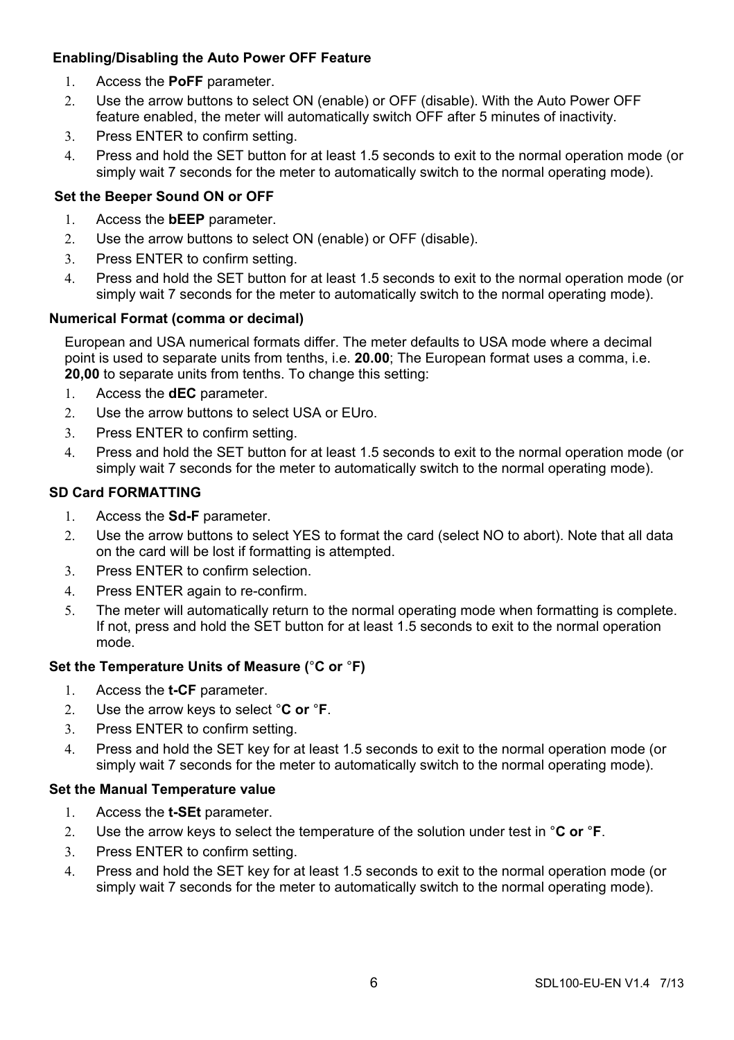### Enabling/Disabling the Auto Power OFF Feature

1. Access the **PoFF** parameter.
2. Use the arrow buttons to select ON (enable) or OFF (disable). With the Auto Power OFF feature enabled, the meter will automatically switch OFF after 5 minutes of inactivity.
3. Press ENTER to confirm setting.
4. Press and hold the SET button for at least 1.5 seconds to exit to the normal operation mode (or simply wait 7 seconds for the meter to automatically switch to the normal operating mode).

### Set the Beeper Sound ON or OFF

1. Access the **bEEP** parameter.
2. Use the arrow buttons to select ON (enable) or OFF (disable).
3. Press ENTER to confirm setting.
4. Press and hold the SET button for at least 1.5 seconds to exit to the normal operation mode (or simply wait 7 seconds for the meter to automatically switch to the normal operating mode).

### Numerical Format (comma or decimal)

European and USA numerical formats differ. The meter defaults to USA mode where a decimal point is used to separate units from tenths, i.e. **20.00**; The European format uses a comma, i.e. **20,00** to separate units from tenths. To change this setting:

1. Access the **dEC** parameter.
2. Use the arrow buttons to select USA or EUro.
3. Press ENTER to confirm setting.
4. Press and hold the SET button for at least 1.5 seconds to exit to the normal operation mode (or simply wait 7 seconds for the meter to automatically switch to the normal operating mode).

### SD Card FORMATTING

1. Access the **Sd-F** parameter.
2. Use the arrow buttons to select YES to format the card (select NO to abort). Note that all data on the card will be lost if formatting is attempted.
3. Press ENTER to confirm selection.
4. Press ENTER again to re-confirm.
5. The meter will automatically return to the normal operating mode when formatting is complete. If not, press and hold the SET button for at least 1.5 seconds to exit to the normal operation mode.

### Set the Temperature Units of Measure (°C or °F)

1. Access the **t-CF** parameter.
2. Use the arrow keys to select **°C or °F**.
3. Press ENTER to confirm setting.
4. Press and hold the SET key for at least 1.5 seconds to exit to the normal operation mode (or simply wait 7 seconds for the meter to automatically switch to the normal operating mode).

### Set the Manual Temperature value

1. Access the **t-SEt** parameter.
2. Use the arrow keys to select the temperature of the solution under test in **°C or °F**.
3. Press ENTER to confirm setting.
4. Press and hold the SET key for at least 1.5 seconds to exit to the normal operation mode (or simply wait 7 seconds for the meter to automatically switch to the normal operating mode).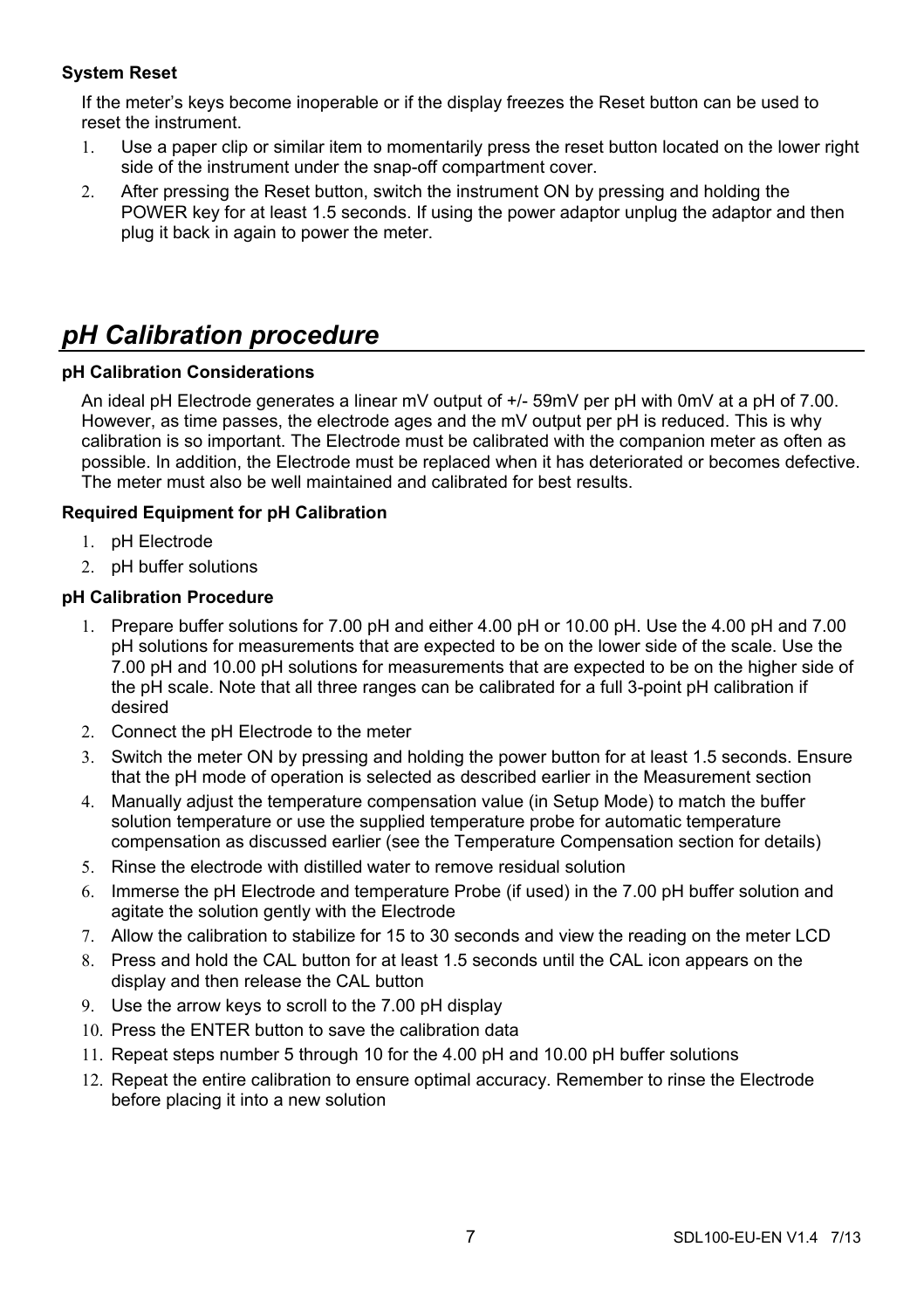**System Reset**

If the meter's keys become inoperable or if the display freezes the Reset button can be used to reset the instrument.

1. Use a paper clip or similar item to momentarily press the reset button located on the lower right side of the instrument under the snap-off compartment cover.
2. After pressing the Reset button, switch the instrument ON by pressing and holding the POWER key for at least 1.5 seconds. If using the power adaptor unplug the adaptor and then plug it back in again to power the meter.

## *pH Calibration procedure*

**pH Calibration Considerations**

An ideal pH Electrode generates a linear mV output of +/- 59mV per pH with 0mV at a pH of 7.00. However, as time passes, the electrode ages and the mV output per pH is reduced. This is why calibration is so important. The Electrode must be calibrated with the companion meter as often as possible. In addition, the Electrode must be replaced when it has deteriorated or becomes defective. The meter must also be well maintained and calibrated for best results.

**Required Equipment for pH Calibration**

1. pH Electrode
2. pH buffer solutions

**pH Calibration Procedure**

1. Prepare buffer solutions for 7.00 pH and either 4.00 pH or 10.00 pH. Use the 4.00 pH and 7.00 pH solutions for measurements that are expected to be on the lower side of the scale. Use the 7.00 pH and 10.00 pH solutions for measurements that are expected to be on the higher side of the pH scale. Note that all three ranges can be calibrated for a full 3-point pH calibration if desired
2. Connect the pH Electrode to the meter
3. Switch the meter ON by pressing and holding the power button for at least 1.5 seconds. Ensure that the pH mode of operation is selected as described earlier in the Measurement section
4. Manually adjust the temperature compensation value (in Setup Mode) to match the buffer solution temperature or use the supplied temperature probe for automatic temperature compensation as discussed earlier (see the Temperature Compensation section for details)
5. Rinse the electrode with distilled water to remove residual solution
6. Immerse the pH Electrode and temperature Probe (if used) in the 7.00 pH buffer solution and agitate the solution gently with the Electrode
7. Allow the calibration to stabilize for 15 to 30 seconds and view the reading on the meter LCD
8. Press and hold the CAL button for at least 1.5 seconds until the CAL icon appears on the display and then release the CAL button
9. Use the arrow keys to scroll to the 7.00 pH display
10. Press the ENTER button to save the calibration data
11. Repeat steps number 5 through 10 for the 4.00 pH and 10.00 pH buffer solutions
12. Repeat the entire calibration to ensure optimal accuracy. Remember to rinse the Electrode before placing it into a new solution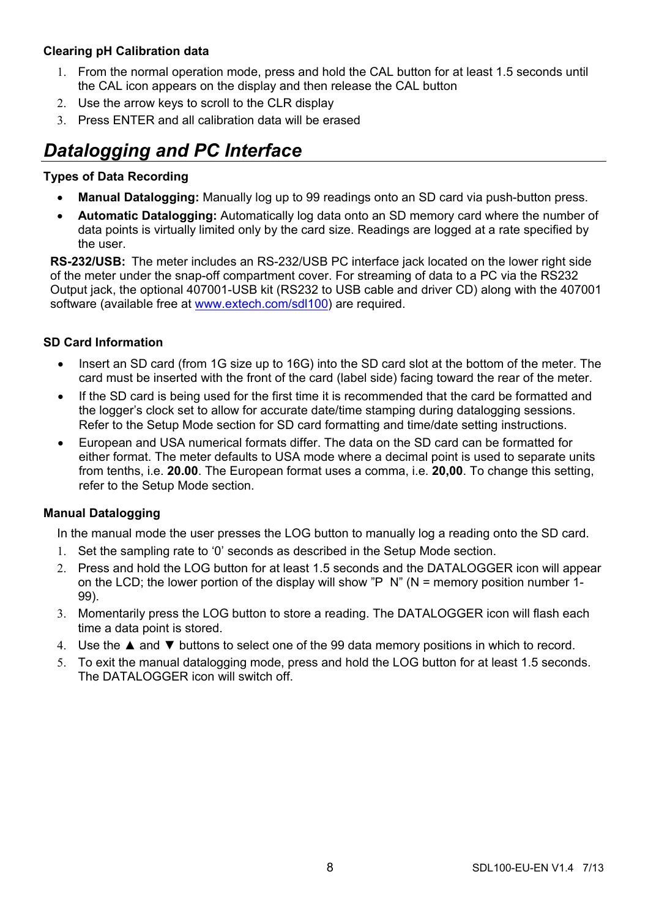### Clearing pH Calibration data

1. From the normal operation mode, press and hold the CAL button for at least 1.5 seconds until the CAL icon appears on the display and then release the CAL button
2. Use the arrow keys to scroll to the CLR display
3. Press ENTER and all calibration data will be erased

## *Datalogging and PC Interface*

### Types of Data Recording

- **Manual Datalogging:** Manually log up to 99 readings onto an SD card via push-button press.
- **Automatic Datalogging:** Automatically log data onto an SD memory card where the number of data points is virtually limited only by the card size. Readings are logged at a rate specified by the user.

**RS-232/USB:** The meter includes an RS-232/USB PC interface jack located on the lower right side of the meter under the snap-off compartment cover. For streaming of data to a PC via the RS232 Output jack, the optional 407001-USB kit (RS232 to USB cable and driver CD) along with the 407001 software (available free at www.extech.com/sdl100) are required.

### SD Card Information

- Insert an SD card (from 1G size up to 16G) into the SD card slot at the bottom of the meter. The card must be inserted with the front of the card (label side) facing toward the rear of the meter.
- If the SD card is being used for the first time it is recommended that the card be formatted and the logger's clock set to allow for accurate date/time stamping during datalogging sessions. Refer to the Setup Mode section for SD card formatting and time/date setting instructions.
- European and USA numerical formats differ. The data on the SD card can be formatted for either format. The meter defaults to USA mode where a decimal point is used to separate units from tenths, i.e. **20.00**. The European format uses a comma, i.e. **20,00**. To change this setting, refer to the Setup Mode section.

### Manual Datalogging

In the manual mode the user presses the LOG button to manually log a reading onto the SD card.

1. Set the sampling rate to '0' seconds as described in the Setup Mode section.
2. Press and hold the LOG button for at least 1.5 seconds and the DATALOGGER icon will appear on the LCD; the lower portion of the display will show "P N" (N = memory position number 1-99).
3. Momentarily press the LOG button to store a reading. The DATALOGGER icon will flash each time a data point is stored.
4. Use the ▲ and ▼ buttons to select one of the 99 data memory positions in which to record.
5. To exit the manual datalogging mode, press and hold the LOG button for at least 1.5 seconds. The DATALOGGER icon will switch off.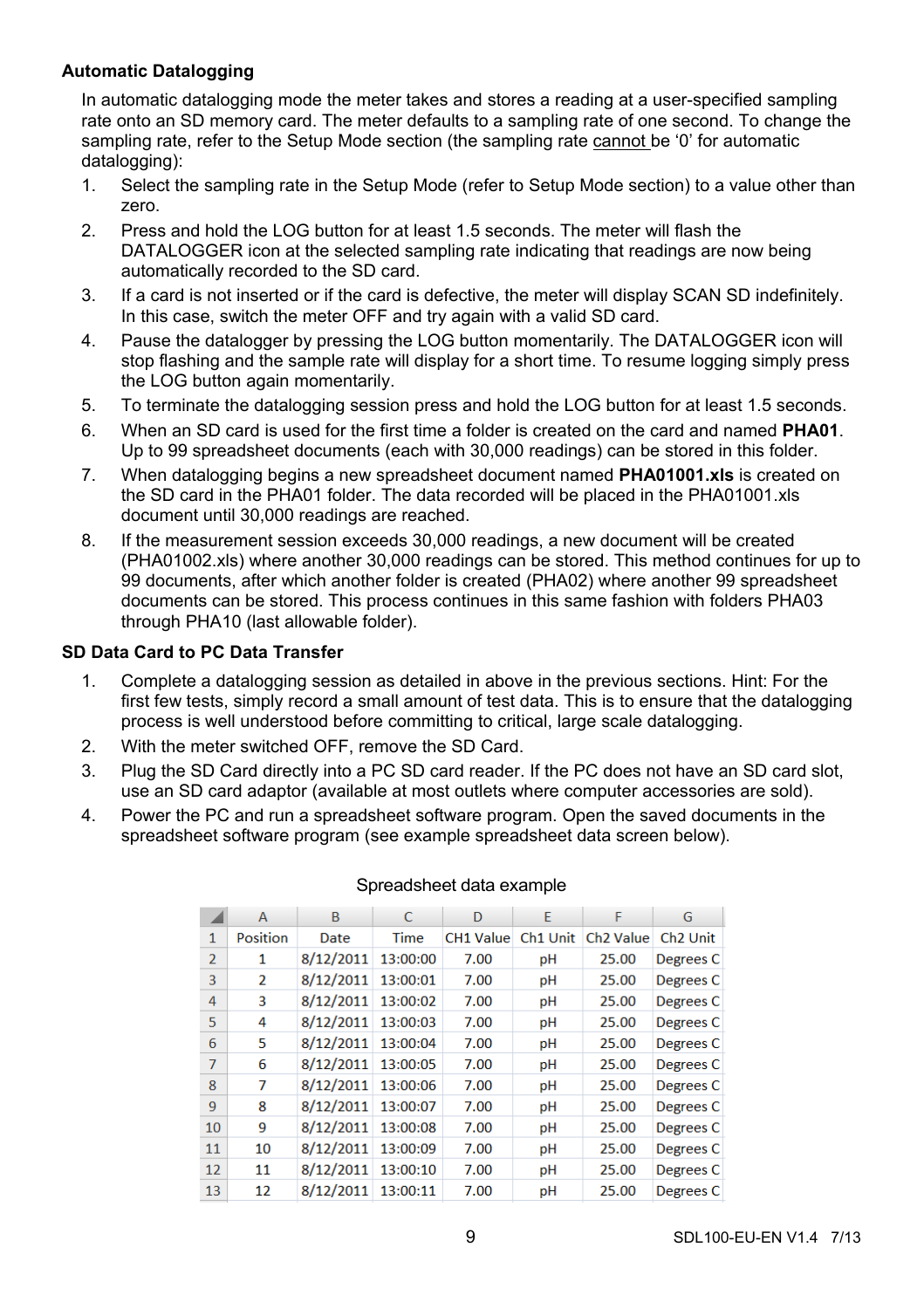### Automatic Datalogging

In automatic datalogging mode the meter takes and stores a reading at a user-specified sampling rate onto an SD memory card. The meter defaults to a sampling rate of one second. To change the sampling rate, refer to the Setup Mode section (the sampling rate cannot be '0' for automatic datalogging):

1. Select the sampling rate in the Setup Mode (refer to Setup Mode section) to a value other than zero.
2. Press and hold the LOG button for at least 1.5 seconds. The meter will flash the DATALOGGER icon at the selected sampling rate indicating that readings are now being automatically recorded to the SD card.
3. If a card is not inserted or if the card is defective, the meter will display SCAN SD indefinitely. In this case, switch the meter OFF and try again with a valid SD card.
4. Pause the datalogger by pressing the LOG button momentarily. The DATALOGGER icon will stop flashing and the sample rate will display for a short time. To resume logging simply press the LOG button again momentarily.
5. To terminate the datalogging session press and hold the LOG button for at least 1.5 seconds.
6. When an SD card is used for the first time a folder is created on the card and named **PHA01**. Up to 99 spreadsheet documents (each with 30,000 readings) can be stored in this folder.
7. When datalogging begins a new spreadsheet document named **PHA01001.xls** is created on the SD card in the PHA01 folder. The data recorded will be placed in the PHA01001.xls document until 30,000 readings are reached.
8. If the measurement session exceeds 30,000 readings, a new document will be created (PHA01002.xls) where another 30,000 readings can be stored. This method continues for up to 99 documents, after which another folder is created (PHA02) where another 99 spreadsheet documents can be stored. This process continues in this same fashion with folders PHA03 through PHA10 (last allowable folder).

### SD Data Card to PC Data Transfer

1. Complete a datalogging session as detailed in above in the previous sections. Hint: For the first few tests, simply record a small amount of test data. This is to ensure that the datalogging process is well understood before committing to critical, large scale datalogging.
2. With the meter switched OFF, remove the SD Card.
3. Plug the SD Card directly into a PC SD card reader. If the PC does not have an SD card slot, use an SD card adaptor (available at most outlets where computer accessories are sold).
4. Power the PC and run a spreadsheet software program. Open the saved documents in the spreadsheet software program (see example spreadsheet data screen below).

Spreadsheet data example

| | A | B | C | D | E | F | G |
|---|---|---|---|---|---|---|---|
| 1 | Position | Date | Time | CH1 Value | Ch1 Unit | Ch2 Value | Ch2 Unit |
| 2 | 1 | 8/12/2011 | 13:00:00 | 7.00 | pH | 25.00 | Degrees C |
| 3 | 2 | 8/12/2011 | 13:00:01 | 7.00 | pH | 25.00 | Degrees C |
| 4 | 3 | 8/12/2011 | 13:00:02 | 7.00 | pH | 25.00 | Degrees C |
| 5 | 4 | 8/12/2011 | 13:00:03 | 7.00 | pH | 25.00 | Degrees C |
| 6 | 5 | 8/12/2011 | 13:00:04 | 7.00 | pH | 25.00 | Degrees C |
| 7 | 6 | 8/12/2011 | 13:00:05 | 7.00 | pH | 25.00 | Degrees C |
| 8 | 7 | 8/12/2011 | 13:00:06 | 7.00 | pH | 25.00 | Degrees C |
| 9 | 8 | 8/12/2011 | 13:00:07 | 7.00 | pH | 25.00 | Degrees C |
| 10 | 9 | 8/12/2011 | 13:00:08 | 7.00 | pH | 25.00 | Degrees C |
| 11 | 10 | 8/12/2011 | 13:00:09 | 7.00 | pH | 25.00 | Degrees C |
| 12 | 11 | 8/12/2011 | 13:00:10 | 7.00 | pH | 25.00 | Degrees C |
| 13 | 12 | 8/12/2011 | 13:00:11 | 7.00 | pH | 25.00 | Degrees C |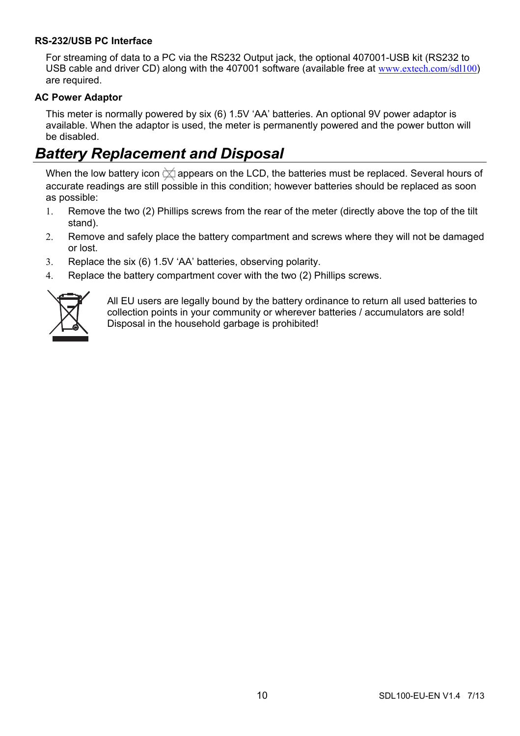**RS-232/USB PC Interface**

For streaming of data to a PC via the RS232 Output jack, the optional 407001-USB kit (RS232 to USB cable and driver CD) along with the 407001 software (available free at www.extech.com/sdl100) are required.

**AC Power Adaptor**

This meter is normally powered by six (6) 1.5V 'AA' batteries. An optional 9V power adaptor is available. When the adaptor is used, the meter is permanently powered and the power button will be disabled.

## *Battery Replacement and Disposal*

When the low battery icon appears on the LCD, the batteries must be replaced. Several hours of accurate readings are still possible in this condition; however batteries should be replaced as soon as possible:

1. Remove the two (2) Phillips screws from the rear of the meter (directly above the top of the tilt stand).
2. Remove and safely place the battery compartment and screws where they will not be damaged or lost.
3. Replace the six (6) 1.5V 'AA' batteries, observing polarity.
4. Replace the battery compartment cover with the two (2) Phillips screws.

All EU users are legally bound by the battery ordinance to return all used batteries to collection points in your community or wherever batteries / accumulators are sold! Disposal in the household garbage is prohibited!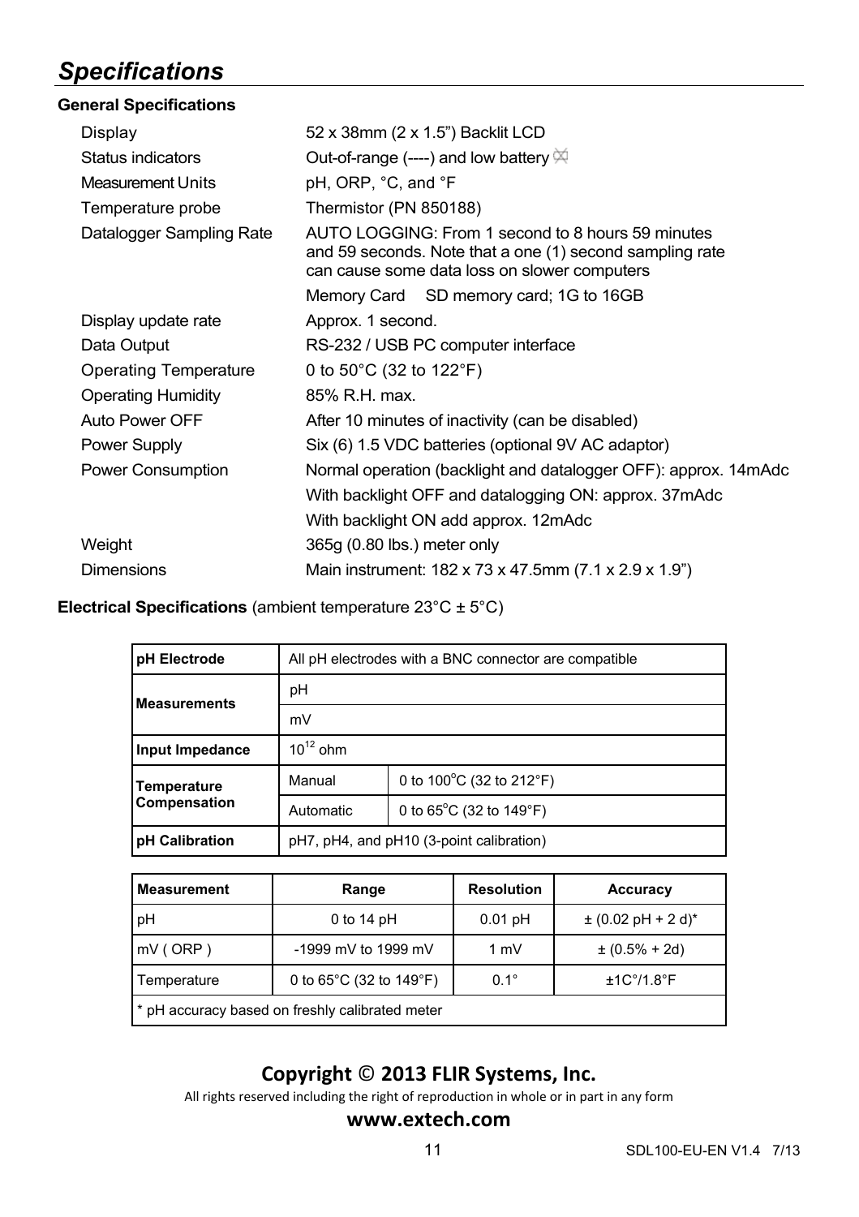# *Specifications*

**General Specifications**

| | |
|---|---|
| Display | 52 x 38mm (2 x 1.5") Backlit LCD |
| Status indicators | Out-of-range (----) and low battery |
| Measurement Units | pH, ORP, °C, and °F |
| Temperature probe | Thermistor (PN 850188) |
| Datalogger Sampling Rate | AUTO LOGGING: From 1 second to 8 hours 59 minutes and 59 seconds. Note that a one (1) second sampling rate can cause some data loss on slower computers |
| | Memory Card SD memory card; 1G to 16GB |
| Display update rate | Approx. 1 second. |
| Data Output | RS-232 / USB PC computer interface |
| Operating Temperature | 0 to 50°C (32 to 122°F) |
| Operating Humidity | 85% R.H. max. |
| Auto Power OFF | After 10 minutes of inactivity (can be disabled) |
| Power Supply | Six (6) 1.5 VDC batteries (optional 9V AC adaptor) |
| Power Consumption | Normal operation (backlight and datalogger OFF): approx. 14mAdc |
| | With backlight OFF and datalogging ON: approx. 37mAdc |
| | With backlight ON add approx. 12mAdc |
| Weight | 365g (0.80 lbs.) meter only |
| Dimensions | Main instrument: 182 x 73 x 47.5mm (7.1 x 2.9 x 1.9") |

**Electrical Specifications** (ambient temperature 23°C ± 5°C)

| | | |
|---|---|---|
| **pH Electrode** | All pH electrodes with a BNC connector are compatible | |
| **Measurements** | pH | |
| | mV | |
| **Input Impedance** | $10^{12}$ ohm | |
| **Temperature Compensation** | Manual | 0 to 100°C (32 to 212°F) |
| | Automatic | 0 to 65°C (32 to 149°F) |
| **pH Calibration** | pH7, pH4, and pH10 (3-point calibration) | |

| **Measurement** | **Range** | **Resolution** | **Accuracy** |
|---|---|---|---|
| pH | 0 to 14 pH | 0.01 pH | ± (0.02 pH + 2 d)* |
| mV ( ORP ) | -1999 mV to 1999 mV | 1 mV | ± (0.5% + 2d) |
| Temperature | 0 to 65°C (32 to 149°F) | 0.1° | ±1C°/1.8°F |
| * pH accuracy based on freshly calibrated meter | | | |

**Copyright © 2013 FLIR Systems, Inc.**

All rights reserved including the right of reproduction in whole or in part in any form

**www.extech.com**

SDL100-EU-EN V1.4 7/13